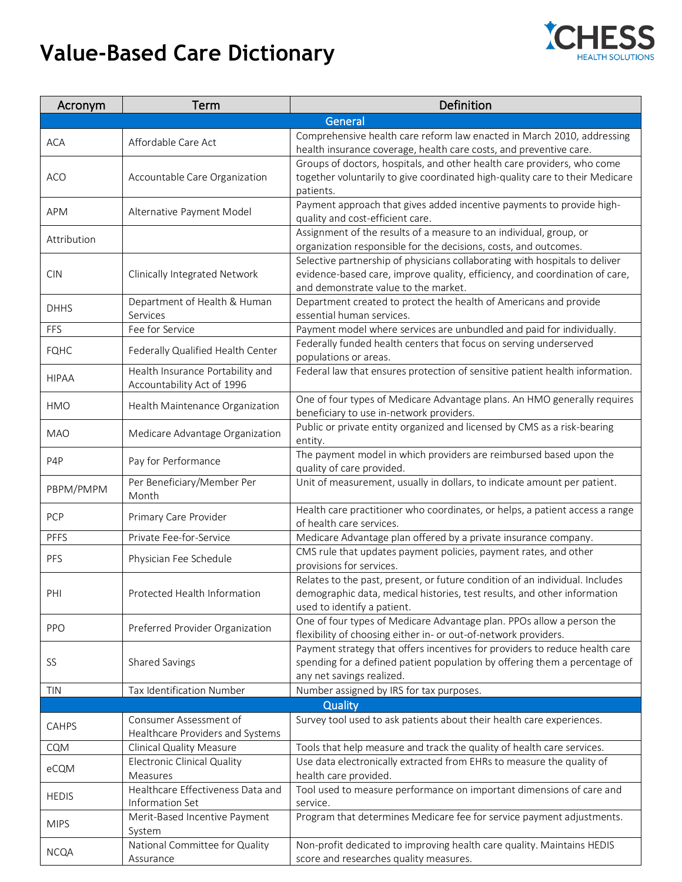# Value-Based Care Dictionary

| Acronym | Term | Definition |
|---|---|---|
| **General** | | |
| ACA | Affordable Care Act | Comprehensive health care reform law enacted in March 2010, addressing health insurance coverage, health care costs, and preventive care. |
| ACO | Accountable Care Organization | Groups of doctors, hospitals, and other health care providers, who come together voluntarily to give coordinated high-quality care to their Medicare patients. |
| APM | Alternative Payment Model | Payment approach that gives added incentive payments to provide high-quality and cost-efficient care. |
| Attribution | | Assignment of the results of a measure to an individual, group, or organization responsible for the decisions, costs, and outcomes. |
| CIN | Clinically Integrated Network | Selective partnership of physicians collaborating with hospitals to deliver evidence-based care, improve quality, efficiency, and coordination of care, and demonstrate value to the market. |
| DHHS | Department of Health & Human Services | Department created to protect the health of Americans and provide essential human services. |
| FFS | Fee for Service | Payment model where services are unbundled and paid for individually. |
| FQHC | Federally Qualified Health Center | Federally funded health centers that focus on serving underserved populations or areas. |
| HIPAA | Health Insurance Portability and Accountability Act of 1996 | Federal law that ensures protection of sensitive patient health information. |
| HMO | Health Maintenance Organization | One of four types of Medicare Advantage plans. An HMO generally requires beneficiary to use in-network providers. |
| MAO | Medicare Advantage Organization | Public or private entity organized and licensed by CMS as a risk-bearing entity. |
| P4P | Pay for Performance | The payment model in which providers are reimbursed based upon the quality of care provided. |
| PBPM/PMPM | Per Beneficiary/Member Per Month | Unit of measurement, usually in dollars, to indicate amount per patient. |
| PCP | Primary Care Provider | Health care practitioner who coordinates, or helps, a patient access a range of health care services. |
| PFFS | Private Fee-for-Service | Medicare Advantage plan offered by a private insurance company. |
| PFS | Physician Fee Schedule | CMS rule that updates payment policies, payment rates, and other provisions for services. |
| PHI | Protected Health Information | Relates to the past, present, or future condition of an individual. Includes demographic data, medical histories, test results, and other information used to identify a patient. |
| PPO | Preferred Provider Organization | One of four types of Medicare Advantage plan. PPOs allow a person the flexibility of choosing either in- or out-of-network providers. |
| SS | Shared Savings | Payment strategy that offers incentives for providers to reduce health care spending for a defined patient population by offering them a percentage of any net savings realized. |
| TIN | Tax Identification Number | Number assigned by IRS for tax purposes. |
| **Quality** | | |
| CAHPS | Consumer Assessment of Healthcare Providers and Systems | Survey tool used to ask patients about their health care experiences. |
| CQM | Clinical Quality Measure | Tools that help measure and track the quality of health care services. |
| eCQM | Electronic Clinical Quality Measures | Use data electronically extracted from EHRs to measure the quality of health care provided. |
| HEDIS | Healthcare Effectiveness Data and Information Set | Tool used to measure performance on important dimensions of care and service. |
| MIPS | Merit-Based Incentive Payment System | Program that determines Medicare fee for service payment adjustments. |
| NCQA | National Committee for Quality Assurance | Non-profit dedicated to improving health care quality. Maintains HEDIS score and researches quality measures. |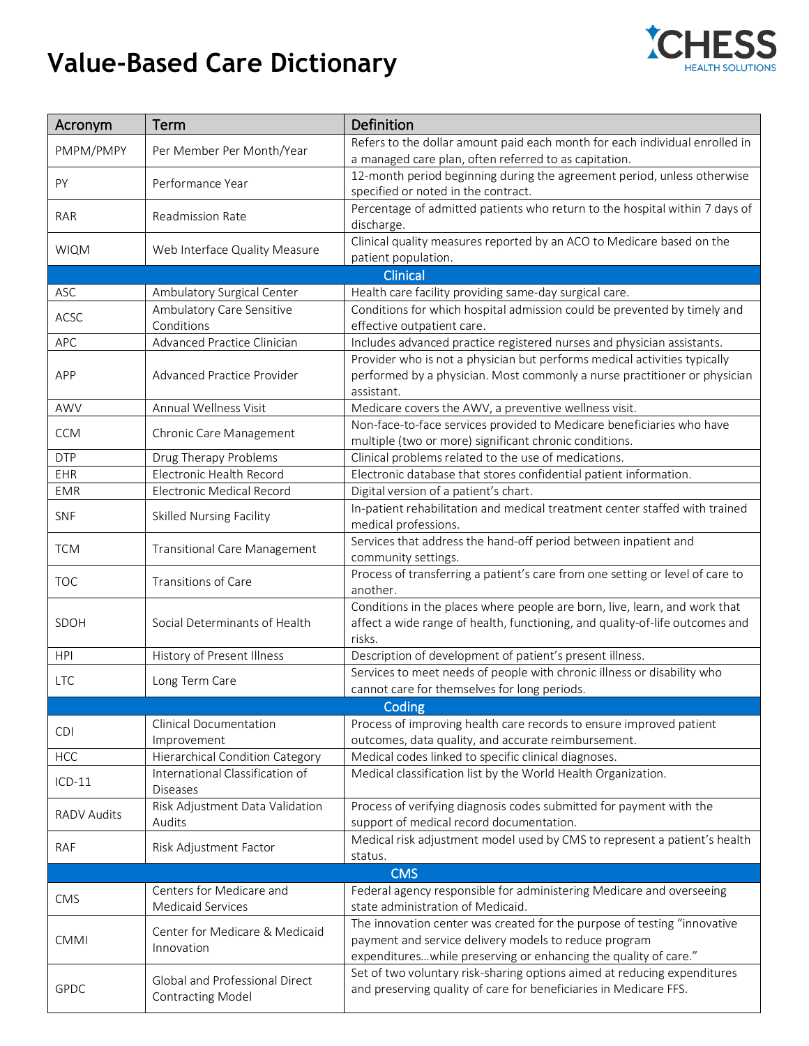# Value-Based Care Dictionary

CHESS HEALTH SOLUTIONS

| Acronym | Term | Definition |
|---|---|---|
| PMPM/PMPY | Per Member Per Month/Year | Refers to the dollar amount paid each month for each individual enrolled in a managed care plan, often referred to as capitation. |
| PY | Performance Year | 12-month period beginning during the agreement period, unless otherwise specified or noted in the contract. |
| RAR | Readmission Rate | Percentage of admitted patients who return to the hospital within 7 days of discharge. |
| WIQM | Web Interface Quality Measure | Clinical quality measures reported by an ACO to Medicare based on the patient population. |
| **Clinical** | | |
| ASC | Ambulatory Surgical Center | Health care facility providing same-day surgical care. |
| ACSC | Ambulatory Care Sensitive Conditions | Conditions for which hospital admission could be prevented by timely and effective outpatient care. |
| APC | Advanced Practice Clinician | Includes advanced practice registered nurses and physician assistants. |
| APP | Advanced Practice Provider | Provider who is not a physician but performs medical activities typically performed by a physician. Most commonly a nurse practitioner or physician assistant. |
| AWV | Annual Wellness Visit | Medicare covers the AWV, a preventive wellness visit. |
| CCM | Chronic Care Management | Non-face-to-face services provided to Medicare beneficiaries who have multiple (two or more) significant chronic conditions. |
| DTP | Drug Therapy Problems | Clinical problems related to the use of medications. |
| EHR | Electronic Health Record | Electronic database that stores confidential patient information. |
| EMR | Electronic Medical Record | Digital version of a patient's chart. |
| SNF | Skilled Nursing Facility | In-patient rehabilitation and medical treatment center staffed with trained medical professions. |
| TCM | Transitional Care Management | Services that address the hand-off period between inpatient and community settings. |
| TOC | Transitions of Care | Process of transferring a patient's care from one setting or level of care to another. |
| SDOH | Social Determinants of Health | Conditions in the places where people are born, live, learn, and work that affect a wide range of health, functioning, and quality-of-life outcomes and risks. |
| HPI | History of Present Illness | Description of development of patient's present illness. |
| LTC | Long Term Care | Services to meet needs of people with chronic illness or disability who cannot care for themselves for long periods. |
| **Coding** | | |
| CDI | Clinical Documentation Improvement | Process of improving health care records to ensure improved patient outcomes, data quality, and accurate reimbursement. |
| HCC | Hierarchical Condition Category | Medical codes linked to specific clinical diagnoses. |
| ICD-11 | International Classification of Diseases | Medical classification list by the World Health Organization. |
| RADV Audits | Risk Adjustment Data Validation Audits | Process of verifying diagnosis codes submitted for payment with the support of medical record documentation. |
| RAF | Risk Adjustment Factor | Medical risk adjustment model used by CMS to represent a patient's health status. |
| **CMS** | | |
| CMS | Centers for Medicare and Medicaid Services | Federal agency responsible for administering Medicare and overseeing state administration of Medicaid. |
| CMMI | Center for Medicare & Medicaid Innovation | The innovation center was created for the purpose of testing "innovative payment and service delivery models to reduce program expenditures…while preserving or enhancing the quality of care." |
| GPDC | Global and Professional Direct Contracting Model | Set of two voluntary risk-sharing options aimed at reducing expenditures and preserving quality of care for beneficiaries in Medicare FFS. |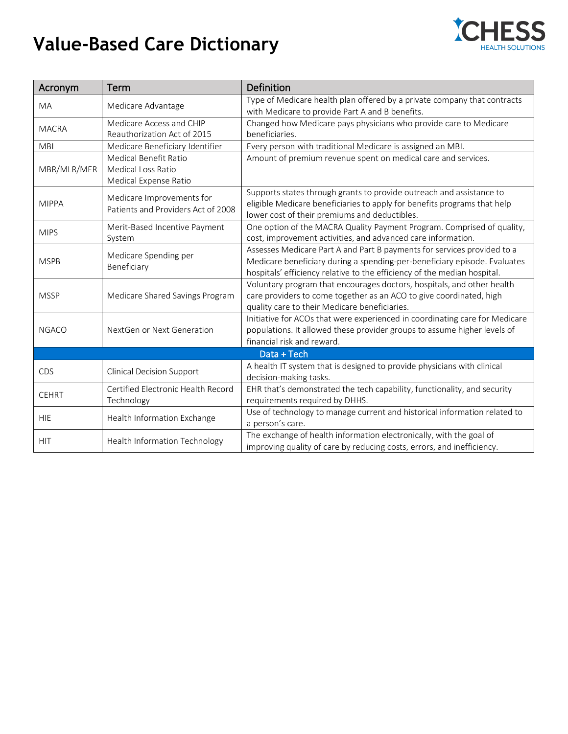# Value-Based Care Dictionary

| Acronym | Term | Definition |
|---|---|---|
| MA | Medicare Advantage | Type of Medicare health plan offered by a private company that contracts with Medicare to provide Part A and B benefits. |
| MACRA | Medicare Access and CHIP Reauthorization Act of 2015 | Changed how Medicare pays physicians who provide care to Medicare beneficiaries. |
| MBI | Medicare Beneficiary Identifier | Every person with traditional Medicare is assigned an MBI. |
| MBR/MLR/MER | Medical Benefit Ratio<br>Medical Loss Ratio<br>Medical Expense Ratio | Amount of premium revenue spent on medical care and services. |
| MIPPA | Medicare Improvements for Patients and Providers Act of 2008 | Supports states through grants to provide outreach and assistance to eligible Medicare beneficiaries to apply for benefits programs that help lower cost of their premiums and deductibles. |
| MIPS | Merit-Based Incentive Payment System | One option of the MACRA Quality Payment Program. Comprised of quality, cost, improvement activities, and advanced care information. |
| MSPB | Medicare Spending per Beneficiary | Assesses Medicare Part A and Part B payments for services provided to a Medicare beneficiary during a spending-per-beneficiary episode. Evaluates hospitals' efficiency relative to the efficiency of the median hospital. |
| MSSP | Medicare Shared Savings Program | Voluntary program that encourages doctors, hospitals, and other health care providers to come together as an ACO to give coordinated, high quality care to their Medicare beneficiaries. |
| NGACO | NextGen or Next Generation | Initiative for ACOs that were experienced in coordinating care for Medicare populations. It allowed these provider groups to assume higher levels of financial risk and reward. |
| **Data + Tech** | | |
| CDS | Clinical Decision Support | A health IT system that is designed to provide physicians with clinical decision-making tasks. |
| CEHRT | Certified Electronic Health Record Technology | EHR that's demonstrated the tech capability, functionality, and security requirements required by DHHS. |
| HIE | Health Information Exchange | Use of technology to manage current and historical information related to a person's care. |
| HIT | Health Information Technology | The exchange of health information electronically, with the goal of improving quality of care by reducing costs, errors, and inefficiency. |